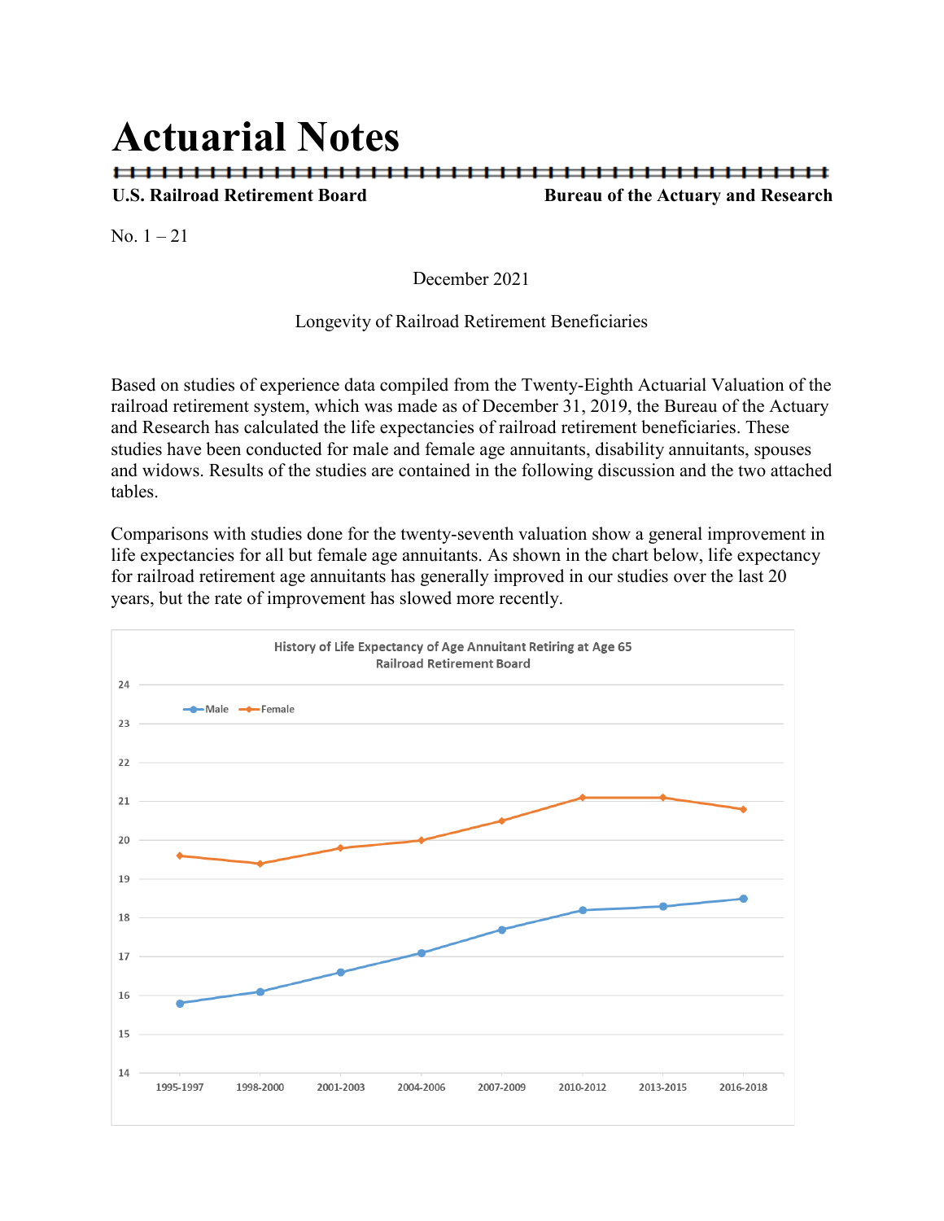# Actuarial Notes

**U.S. Railroad Retirement Board** **Bureau of the Actuary and Research**

No. 1 – 21

December 2021

Longevity of Railroad Retirement Beneficiaries

Based on studies of experience data compiled from the Twenty-Eighth Actuarial Valuation of the railroad retirement system, which was made as of December 31, 2019, the Bureau of the Actuary and Research has calculated the life expectancies of railroad retirement beneficiaries. These studies have been conducted for male and female age annuitants, disability annuitants, spouses and widows. Results of the studies are contained in the following discussion and the two attached tables.

Comparisons with studies done for the twenty-seventh valuation show a general improvement in life expectancies for all but female age annuitants. As shown in the chart below, life expectancy for railroad retirement age annuitants has generally improved in our studies over the last 20 years, but the rate of improvement has slowed more recently.

History of Life Expectancy of Age Annuitant Retiring at Age 65
Railroad Retirement Board

| | 1995-1997 | 1998-2000 | 2001-2003 | 2004-2006 | 2007-2009 | 2010-2012 | 2013-2015 | 2016-2018 |
|---|---|---|---|---|---|---|---|---|
| Male | 15.8 | 16.1 | 16.6 | 17.1 | 17.7 | 18.2 | 18.3 | 18.5 |
| Female | 19.6 | 19.4 | 19.8 | 20.0 | 20.5 | 21.1 | 21.1 | 20.8 |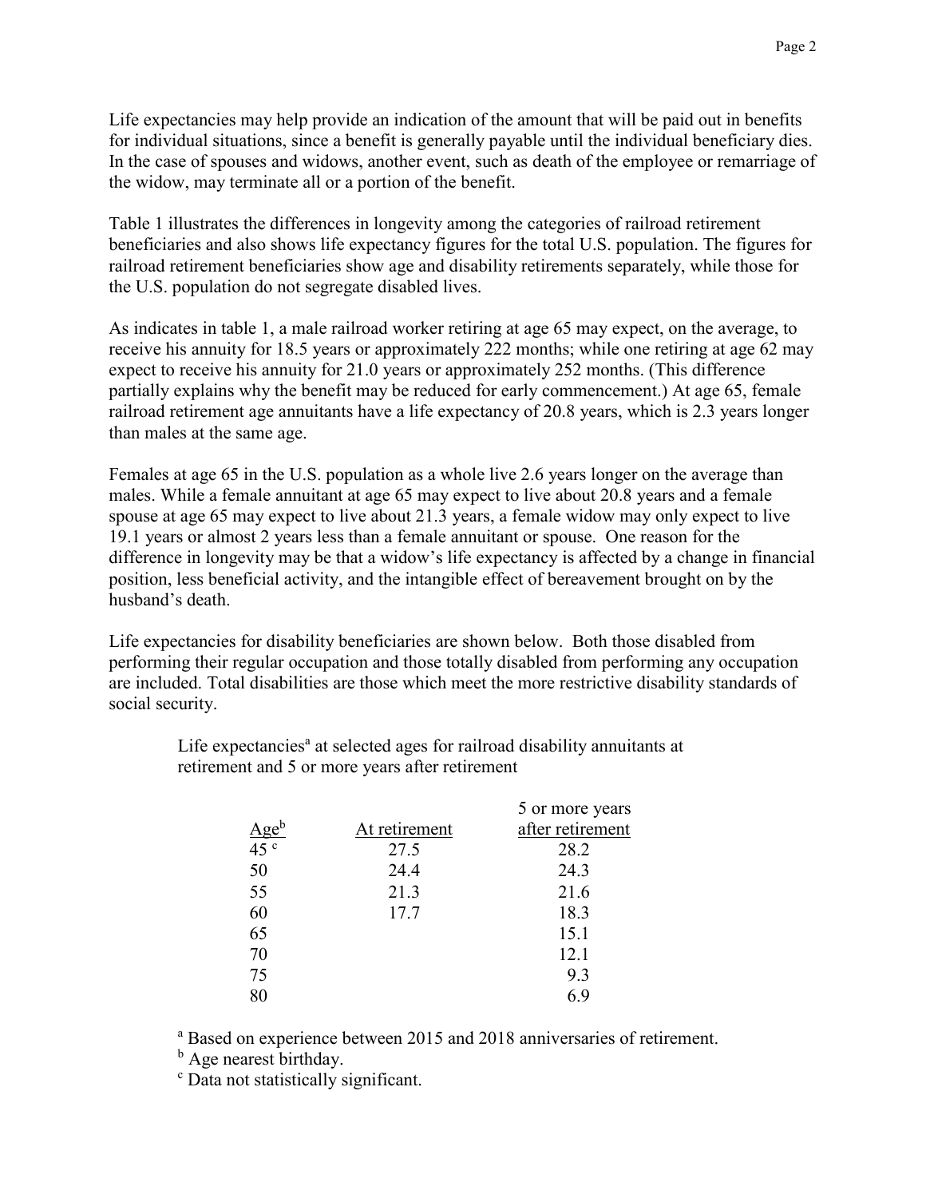Life expectancies may help provide an indication of the amount that will be paid out in benefits for individual situations, since a benefit is generally payable until the individual beneficiary dies. In the case of spouses and widows, another event, such as death of the employee or remarriage of the widow, may terminate all or a portion of the benefit.

Table 1 illustrates the differences in longevity among the categories of railroad retirement beneficiaries and also shows life expectancy figures for the total U.S. population. The figures for railroad retirement beneficiaries show age and disability retirements separately, while those for the U.S. population do not segregate disabled lives.

As indicates in table 1, a male railroad worker retiring at age 65 may expect, on the average, to receive his annuity for 18.5 years or approximately 222 months; while one retiring at age 62 may expect to receive his annuity for 21.0 years or approximately 252 months. (This difference partially explains why the benefit may be reduced for early commencement.) At age 65, female railroad retirement age annuitants have a life expectancy of 20.8 years, which is 2.3 years longer than males at the same age.

Females at age 65 in the U.S. population as a whole live 2.6 years longer on the average than males. While a female annuitant at age 65 may expect to live about 20.8 years and a female spouse at age 65 may expect to live about 21.3 years, a female widow may only expect to live 19.1 years or almost 2 years less than a female annuitant or spouse. One reason for the difference in longevity may be that a widow's life expectancy is affected by a change in financial position, less beneficial activity, and the intangible effect of bereavement brought on by the husband's death.

Life expectancies for disability beneficiaries are shown below. Both those disabled from performing their regular occupation and those totally disabled from performing any occupation are included. Total disabilities are those which meet the more restrictive disability standards of social security.

Life expectancies[a] at selected ages for railroad disability annuitants at retirement and 5 or more years after retirement

| Age[b] | At retirement | 5 or more years after retirement |
|---|---|---|
| 45 [c] | 27.5 | 28.2 |
| 50 | 24.4 | 24.3 |
| 55 | 21.3 | 21.6 |
| 60 | 17.7 | 18.3 |
| 65 | | 15.1 |
| 70 | | 12.1 |
| 75 | | 9.3 |
| 80 | | 6.9 |

[a] Based on experience between 2015 and 2018 anniversaries of retirement.
[b] Age nearest birthday.
[c] Data not statistically significant.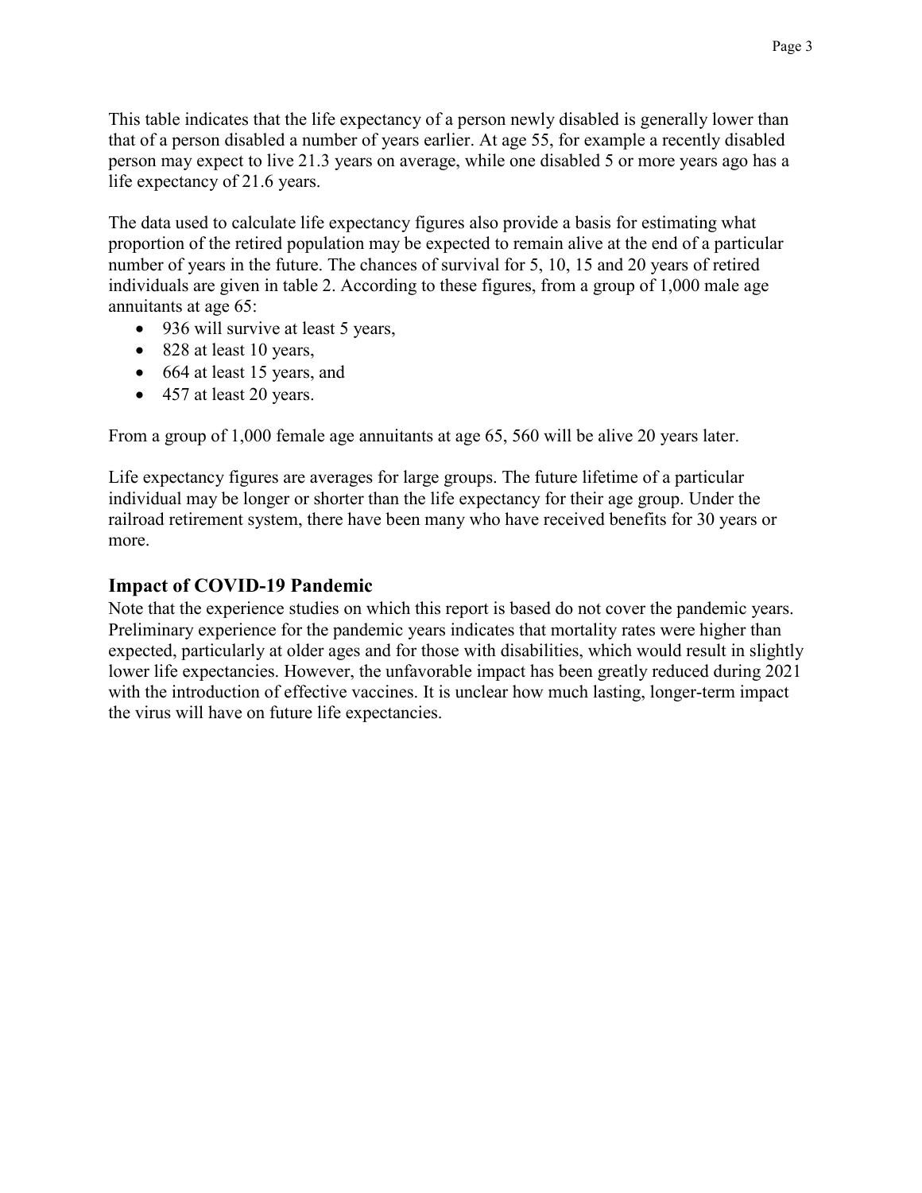This table indicates that the life expectancy of a person newly disabled is generally lower than that of a person disabled a number of years earlier. At age 55, for example a recently disabled person may expect to live 21.3 years on average, while one disabled 5 or more years ago has a life expectancy of 21.6 years.

The data used to calculate life expectancy figures also provide a basis for estimating what proportion of the retired population may be expected to remain alive at the end of a particular number of years in the future. The chances of survival for 5, 10, 15 and 20 years of retired individuals are given in table 2. According to these figures, from a group of 1,000 male age annuitants at age 65:

- 936 will survive at least 5 years,
- 828 at least 10 years,
- 664 at least 15 years, and
- 457 at least 20 years.

From a group of 1,000 female age annuitants at age 65, 560 will be alive 20 years later.

Life expectancy figures are averages for large groups. The future lifetime of a particular individual may be longer or shorter than the life expectancy for their age group. Under the railroad retirement system, there have been many who have received benefits for 30 years or more.

## Impact of COVID-19 Pandemic

Note that the experience studies on which this report is based do not cover the pandemic years. Preliminary experience for the pandemic years indicates that mortality rates were higher than expected, particularly at older ages and for those with disabilities, which would result in slightly lower life expectancies. However, the unfavorable impact has been greatly reduced during 2021 with the introduction of effective vaccines. It is unclear how much lasting, longer-term impact the virus will have on future life expectancies.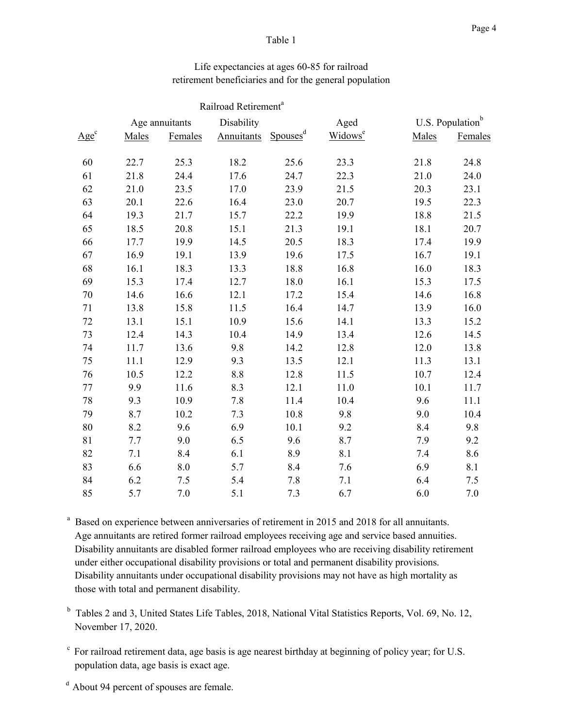Table 1

Life expectancies at ages 60-85 for railroad retirement beneficiaries and for the general population

| | Railroad Retirement[a] | | | | | U.S. Population[b] | |
|---|---|---|---|---|---|---|---|
| | Age annuitants | | Disability | | Aged | | |
| Age[c] | Males | Females | Annuitants | Spouses[d] | Widows[e] | Males | Females |
| 60 | 22.7 | 25.3 | 18.2 | 25.6 | 23.3 | 21.8 | 24.8 |
| 61 | 21.8 | 24.4 | 17.6 | 24.7 | 22.3 | 21.0 | 24.0 |
| 62 | 21.0 | 23.5 | 17.0 | 23.9 | 21.5 | 20.3 | 23.1 |
| 63 | 20.1 | 22.6 | 16.4 | 23.0 | 20.7 | 19.5 | 22.3 |
| 64 | 19.3 | 21.7 | 15.7 | 22.2 | 19.9 | 18.8 | 21.5 |
| 65 | 18.5 | 20.8 | 15.1 | 21.3 | 19.1 | 18.1 | 20.7 |
| 66 | 17.7 | 19.9 | 14.5 | 20.5 | 18.3 | 17.4 | 19.9 |
| 67 | 16.9 | 19.1 | 13.9 | 19.6 | 17.5 | 16.7 | 19.1 |
| 68 | 16.1 | 18.3 | 13.3 | 18.8 | 16.8 | 16.0 | 18.3 |
| 69 | 15.3 | 17.4 | 12.7 | 18.0 | 16.1 | 15.3 | 17.5 |
| 70 | 14.6 | 16.6 | 12.1 | 17.2 | 15.4 | 14.6 | 16.8 |
| 71 | 13.8 | 15.8 | 11.5 | 16.4 | 14.7 | 13.9 | 16.0 |
| 72 | 13.1 | 15.1 | 10.9 | 15.6 | 14.1 | 13.3 | 15.2 |
| 73 | 12.4 | 14.3 | 10.4 | 14.9 | 13.4 | 12.6 | 14.5 |
| 74 | 11.7 | 13.6 | 9.8 | 14.2 | 12.8 | 12.0 | 13.8 |
| 75 | 11.1 | 12.9 | 9.3 | 13.5 | 12.1 | 11.3 | 13.1 |
| 76 | 10.5 | 12.2 | 8.8 | 12.8 | 11.5 | 10.7 | 12.4 |
| 77 | 9.9 | 11.6 | 8.3 | 12.1 | 11.0 | 10.1 | 11.7 |
| 78 | 9.3 | 10.9 | 7.8 | 11.4 | 10.4 | 9.6 | 11.1 |
| 79 | 8.7 | 10.2 | 7.3 | 10.8 | 9.8 | 9.0 | 10.4 |
| 80 | 8.2 | 9.6 | 6.9 | 10.1 | 9.2 | 8.4 | 9.8 |
| 81 | 7.7 | 9.0 | 6.5 | 9.6 | 8.7 | 7.9 | 9.2 |
| 82 | 7.1 | 8.4 | 6.1 | 8.9 | 8.1 | 7.4 | 8.6 |
| 83 | 6.6 | 8.0 | 5.7 | 8.4 | 7.6 | 6.9 | 8.1 |
| 84 | 6.2 | 7.5 | 5.4 | 7.8 | 7.1 | 6.4 | 7.5 |
| 85 | 5.7 | 7.0 | 5.1 | 7.3 | 6.7 | 6.0 | 7.0 |

[a] Based on experience between anniversaries of retirement in 2015 and 2018 for all annuitants. Age annuitants are retired former railroad employees receiving age and service based annuities. Disability annuitants are disabled former railroad employees who are receiving disability retirement under either occupational disability provisions or total and permanent disability provisions. Disability annuitants under occupational disability provisions may not have as high mortality as those with total and permanent disability.

[b] Tables 2 and 3, United States Life Tables, 2018, National Vital Statistics Reports, Vol. 69, No. 12, November 17, 2020.

[c] For railroad retirement data, age basis is age nearest birthday at beginning of policy year; for U.S. population data, age basis is exact age.

[d] About 94 percent of spouses are female.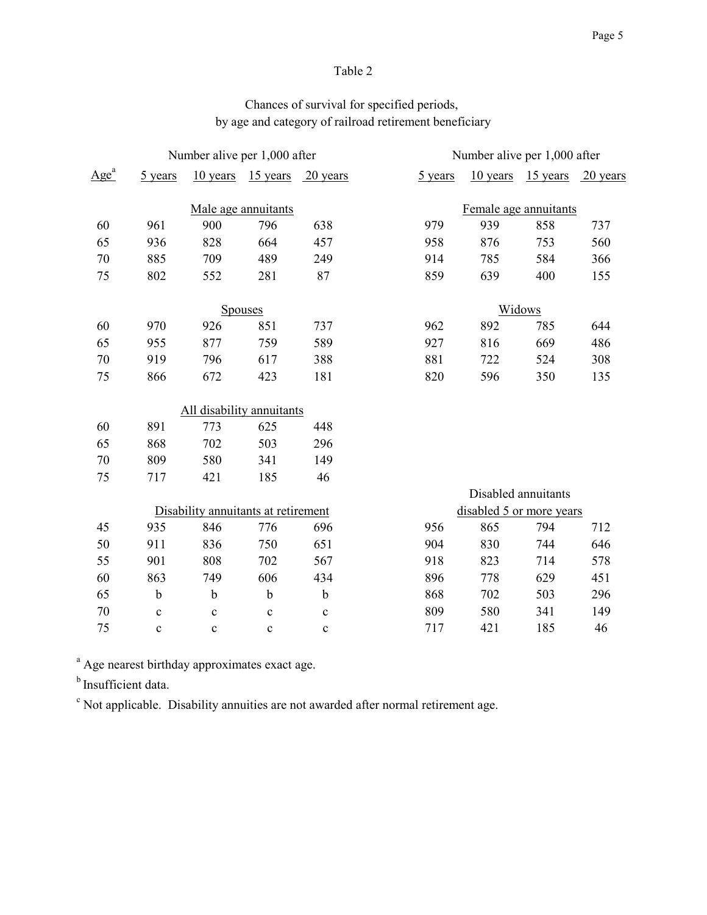Table 2

Chances of survival for specified periods, by age and category of railroad retirement beneficiary

| Age[a] | Number alive per 1,000 after | | | | Number alive per 1,000 after | | | |
|---|---|---|---|---|---|---|---|---|
| | 5 years | 10 years | 15 years | 20 years | 5 years | 10 years | 15 years | 20 years |
| | Male age annuitants | | | | Female age annuitants | | | |
| 60 | 961 | 900 | 796 | 638 | 979 | 939 | 858 | 737 |
| 65 | 936 | 828 | 664 | 457 | 958 | 876 | 753 | 560 |
| 70 | 885 | 709 | 489 | 249 | 914 | 785 | 584 | 366 |
| 75 | 802 | 552 | 281 | 87 | 859 | 639 | 400 | 155 |
| | Spouses | | | | Widows | | | |
| 60 | 970 | 926 | 851 | 737 | 962 | 892 | 785 | 644 |
| 65 | 955 | 877 | 759 | 589 | 927 | 816 | 669 | 486 |
| 70 | 919 | 796 | 617 | 388 | 881 | 722 | 524 | 308 |
| 75 | 866 | 672 | 423 | 181 | 820 | 596 | 350 | 135 |
| | All disability annuitants | | | | | | | |
| 60 | 891 | 773 | 625 | 448 | | | | |
| 65 | 868 | 702 | 503 | 296 | | | | |
| 70 | 809 | 580 | 341 | 149 | | | | |
| 75 | 717 | 421 | 185 | 46 | | | | |
| | Disability annuitants at retirement | | | | Disabled annuitants disabled 5 or more years | | | |
| 45 | 935 | 846 | 776 | 696 | 956 | 865 | 794 | 712 |
| 50 | 911 | 836 | 750 | 651 | 904 | 830 | 744 | 646 |
| 55 | 901 | 808 | 702 | 567 | 918 | 823 | 714 | 578 |
| 60 | 863 | 749 | 606 | 434 | 896 | 778 | 629 | 451 |
| 65 | b | b | b | b | 868 | 702 | 503 | 296 |
| 70 | c | c | c | c | 809 | 580 | 341 | 149 |
| 75 | c | c | c | c | 717 | 421 | 185 | 46 |

[a] Age nearest birthday approximates exact age.

[b] Insufficient data.

[c] Not applicable. Disability annuities are not awarded after normal retirement age.